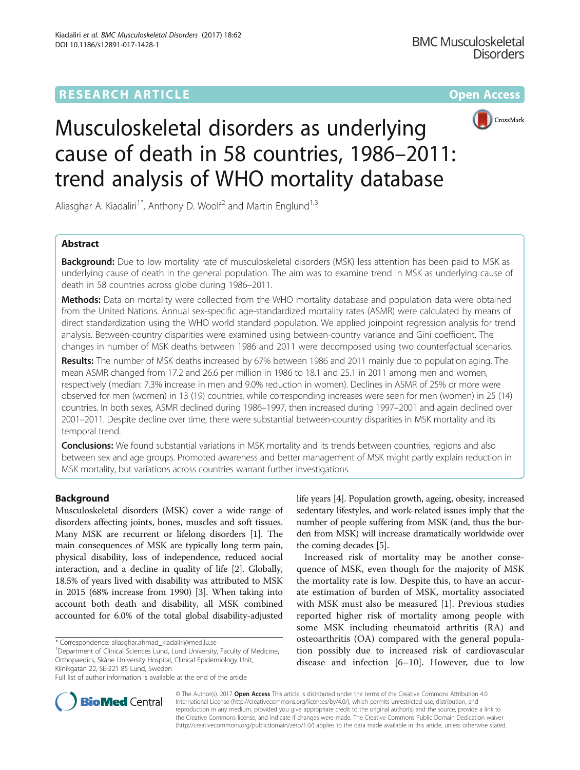# Musculoskeletal disorders as underlying cause of death in 58 countries, 1986–2011: trend analysis of WHO mortality database

Aliasghar A. Kiadaliri[1*], Anthony D. Woolf[2] and Martin Englund[1,3]

## Abstract

**Background:** Due to low mortality rate of musculoskeletal disorders (MSK) less attention has been paid to MSK as underlying cause of death in the general population. The aim was to examine trend in MSK as underlying cause of death in 58 countries across globe during 1986–2011.

**Methods:** Data on mortality were collected from the WHO mortality database and population data were obtained from the United Nations. Annual sex-specific age-standardized mortality rates (ASMR) were calculated by means of direct standardization using the WHO world standard population. We applied joinpoint regression analysis for trend analysis. Between-country disparities were examined using between-country variance and Gini coefficient. The changes in number of MSK deaths between 1986 and 2011 were decomposed using two counterfactual scenarios.

**Results:** The number of MSK deaths increased by 67% between 1986 and 2011 mainly due to population aging. The mean ASMR changed from 17.2 and 26.6 per million in 1986 to 18.1 and 25.1 in 2011 among men and women, respectively (median: 7.3% increase in men and 9.0% reduction in women). Declines in ASMR of 25% or more were observed for men (women) in 13 (19) countries, while corresponding increases were seen for men (women) in 25 (14) countries. In both sexes, ASMR declined during 1986–1997, then increased during 1997–2001 and again declined over 2001–2011. Despite decline over time, there were substantial between-country disparities in MSK mortality and its temporal trend.

**Conclusions:** We found substantial variations in MSK mortality and its trends between countries, regions and also between sex and age groups. Promoted awareness and better management of MSK might partly explain reduction in MSK mortality, but variations across countries warrant further investigations.

## Background

Musculoskeletal disorders (MSK) cover a wide range of disorders affecting joints, bones, muscles and soft tissues. Many MSK are recurrent or lifelong disorders [1]. The main consequences of MSK are typically long term pain, physical disability, loss of independence, reduced social interaction, and a decline in quality of life [2]. Globally, 18.5% of years lived with disability was attributed to MSK in 2015 (68% increase from 1990) [3]. When taking into account both death and disability, all MSK combined accounted for 6.0% of the total global disability-adjusted life years [4]. Population growth, ageing, obesity, increased sedentary lifestyles, and work-related issues imply that the number of people suffering from MSK (and, thus the burden from MSK) will increase dramatically worldwide over the coming decades [5].

Increased risk of mortality may be another consequence of MSK, even though for the majority of MSK the mortality rate is low. Despite this, to have an accurate estimation of burden of MSK, mortality associated with MSK must also be measured [1]. Previous studies reported higher risk of mortality among people with some MSK including rheumatoid arthritis (RA) and osteoarthritis (OA) compared with the general population possibly due to increased risk of cardiovascular disease and infection [6–10]. However, due to low

\* Correspondence: aliasghar.ahmad_kiadaliri@med.lu.se
[1]Department of Clinical Sciences Lund, Lund University, Faculty of Medicine, Orthopaedics, Skåne University Hospital, Clinical Epidemiology Unit, Klinikgatan 22, SE-221 85 Lund, Sweden
Full list of author information is available at the end of the article

© The Author(s). 2017 **Open Access** This article is distributed under the terms of the Creative Commons Attribution 4.0 International License (http://creativecommons.org/licenses/by/4.0/), which permits unrestricted use, distribution, and reproduction in any medium, provided you give appropriate credit to the original author(s) and the source, provide a link to the Creative Commons license, and indicate if changes were made. The Creative Commons Public Domain Dedication waiver (http://creativecommons.org/publicdomain/zero/1.0/) applies to the data made available in this article, unless otherwise stated.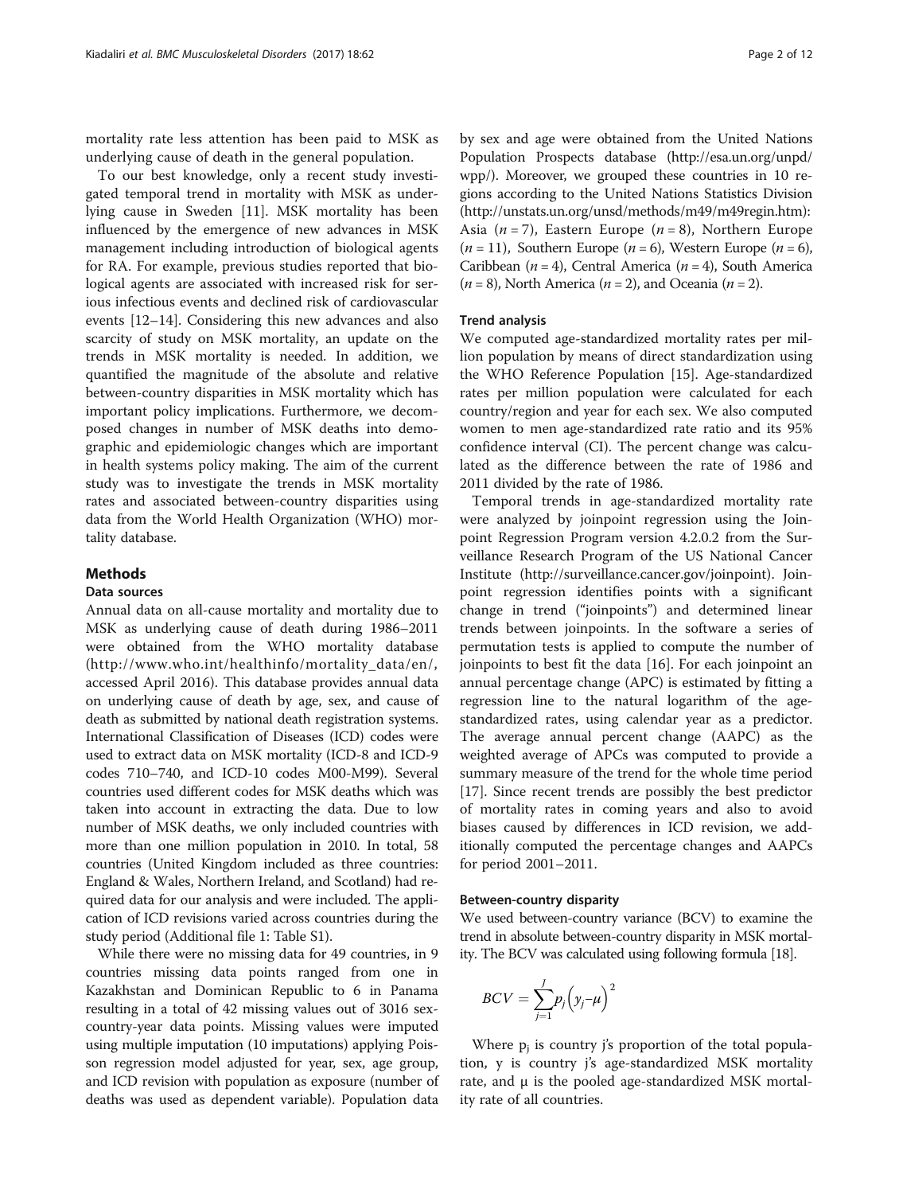mortality rate less attention has been paid to MSK as underlying cause of death in the general population.

To our best knowledge, only a recent study investigated temporal trend in mortality with MSK as underlying cause in Sweden [11]. MSK mortality has been influenced by the emergence of new advances in MSK management including introduction of biological agents for RA. For example, previous studies reported that biological agents are associated with increased risk for serious infectious events and declined risk of cardiovascular events [12–14]. Considering this new advances and also scarcity of study on MSK mortality, an update on the trends in MSK mortality is needed. In addition, we quantified the magnitude of the absolute and relative between-country disparities in MSK mortality which has important policy implications. Furthermore, we decomposed changes in number of MSK deaths into demographic and epidemiologic changes which are important in health systems policy making. The aim of the current study was to investigate the trends in MSK mortality rates and associated between-country disparities using data from the World Health Organization (WHO) mortality database.

## Methods

### Data sources

Annual data on all-cause mortality and mortality due to MSK as underlying cause of death during 1986–2011 were obtained from the WHO mortality database (http://www.who.int/healthinfo/mortality_data/en/, accessed April 2016). This database provides annual data on underlying cause of death by age, sex, and cause of death as submitted by national death registration systems. International Classification of Diseases (ICD) codes were used to extract data on MSK mortality (ICD-8 and ICD-9 codes 710–740, and ICD-10 codes M00-M99). Several countries used different codes for MSK deaths which was taken into account in extracting the data. Due to low number of MSK deaths, we only included countries with more than one million population in 2010. In total, 58 countries (United Kingdom included as three countries: England & Wales, Northern Ireland, and Scotland) had required data for our analysis and were included. The application of ICD revisions varied across countries during the study period (Additional file 1: Table S1).

While there were no missing data for 49 countries, in 9 countries missing data points ranged from one in Kazakhstan and Dominican Republic to 6 in Panama resulting in a total of 42 missing values out of 3016 sex-country-year data points. Missing values were imputed using multiple imputation (10 imputations) applying Poisson regression model adjusted for year, sex, age group, and ICD revision with population as exposure (number of deaths was used as dependent variable). Population data by sex and age were obtained from the United Nations Population Prospects database (http://esa.un.org/unpd/wpp/). Moreover, we grouped these countries in 10 regions according to the United Nations Statistics Division (http://unstats.un.org/unsd/methods/m49/m49regin.htm): Asia ($n = 7$), Eastern Europe ($n = 8$), Northern Europe ($n = 11$), Southern Europe ($n = 6$), Western Europe ($n = 6$), Caribbean ($n = 4$), Central America ($n = 4$), South America ($n = 8$), North America ($n = 2$), and Oceania ($n = 2$).

### Trend analysis

We computed age-standardized mortality rates per million population by means of direct standardization using the WHO Reference Population [15]. Age-standardized rates per million population were calculated for each country/region and year for each sex. We also computed women to men age-standardized rate ratio and its 95% confidence interval (CI). The percent change was calculated as the difference between the rate of 1986 and 2011 divided by the rate of 1986.

Temporal trends in age-standardized mortality rate were analyzed by joinpoint regression using the Joinpoint Regression Program version 4.2.0.2 from the Surveillance Research Program of the US National Cancer Institute (http://surveillance.cancer.gov/joinpoint). Joinpoint regression identifies points with a significant change in trend ("joinpoints") and determined linear trends between joinpoints. In the software a series of permutation tests is applied to compute the number of joinpoints to best fit the data [16]. For each joinpoint an annual percentage change (APC) is estimated by fitting a regression line to the natural logarithm of the age-standardized rates, using calendar year as a predictor. The average annual percent change (AAPC) as the weighted average of APCs was computed to provide a summary measure of the trend for the whole time period [17]. Since recent trends are possibly the best predictor of mortality rates in coming years and also to avoid biases caused by differences in ICD revision, we additionally computed the percentage changes and AAPCs for period 2001–2011.

### Between-country disparity

We used between-country variance (BCV) to examine the trend in absolute between-country disparity in MSK mortality. The BCV was calculated using following formula [18].

$$BCV = \sum_{j=1}^{J} p_j \left(y_j - \mu\right)^2$$

Where $p_j$ is country j's proportion of the total population, y is country j's age-standardized MSK mortality rate, and μ is the pooled age-standardized MSK mortality rate of all countries.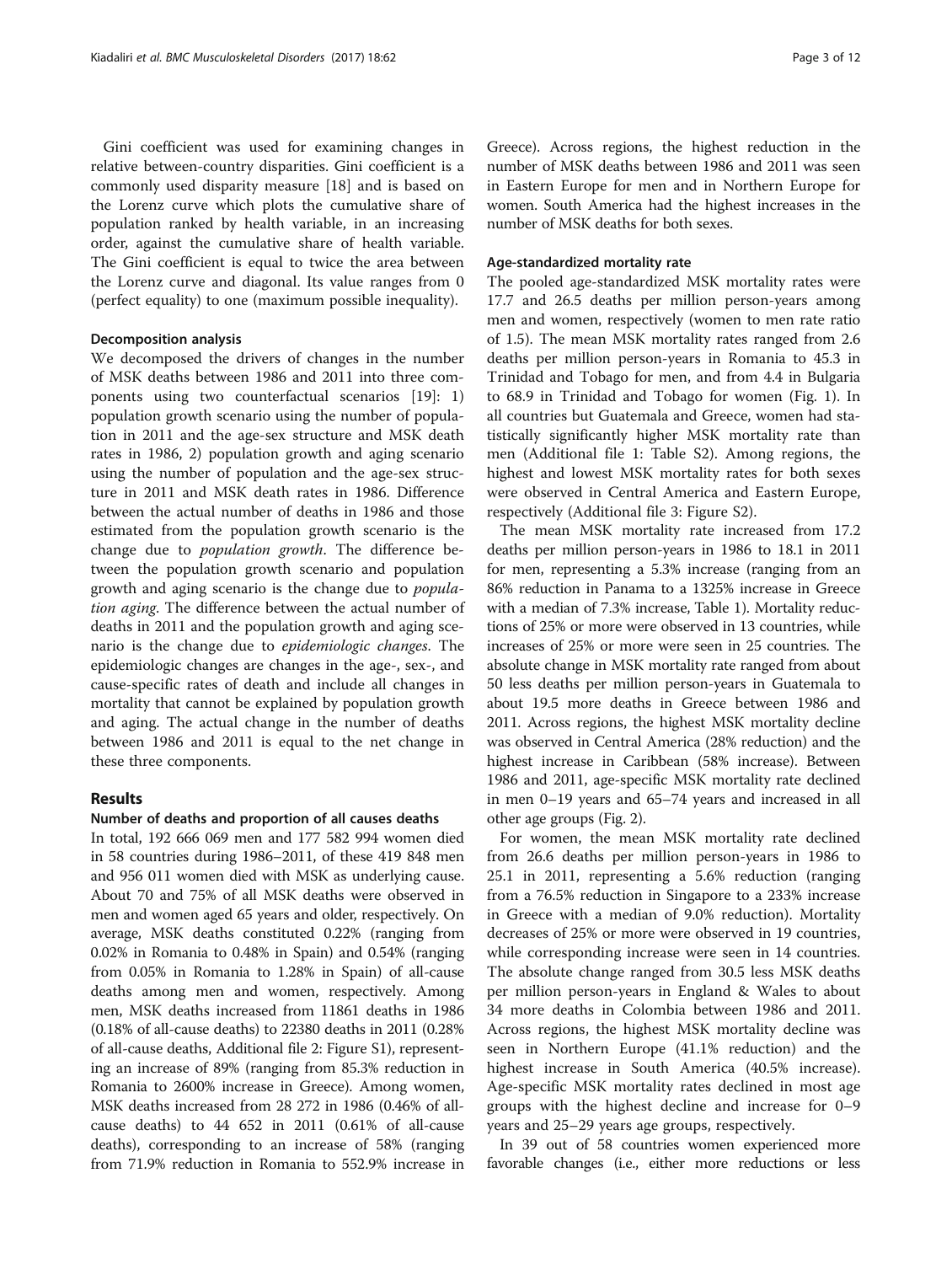Gini coefficient was used for examining changes in relative between-country disparities. Gini coefficient is a commonly used disparity measure [18] and is based on the Lorenz curve which plots the cumulative share of population ranked by health variable, in an increasing order, against the cumulative share of health variable. The Gini coefficient is equal to twice the area between the Lorenz curve and diagonal. Its value ranges from 0 (perfect equality) to one (maximum possible inequality).

### Decomposition analysis

We decomposed the drivers of changes in the number of MSK deaths between 1986 and 2011 into three components using two counterfactual scenarios [19]: 1) population growth scenario using the number of population in 2011 and the age-sex structure and MSK death rates in 1986, 2) population growth and aging scenario using the number of population and the age-sex structure in 2011 and MSK death rates in 1986. Difference between the actual number of deaths in 1986 and those estimated from the population growth scenario is the change due to *population growth*. The difference between the population growth scenario and population growth and aging scenario is the change due to *population aging*. The difference between the actual number of deaths in 2011 and the population growth and aging scenario is the change due to *epidemiologic changes*. The epidemiologic changes are changes in the age-, sex-, and cause-specific rates of death and include all changes in mortality that cannot be explained by population growth and aging. The actual change in the number of deaths between 1986 and 2011 is equal to the net change in these three components.

## Results

### Number of deaths and proportion of all causes deaths

In total, 192 666 069 men and 177 582 994 women died in 58 countries during 1986–2011, of these 419 848 men and 956 011 women died with MSK as underlying cause. About 70 and 75% of all MSK deaths were observed in men and women aged 65 years and older, respectively. On average, MSK deaths constituted 0.22% (ranging from 0.02% in Romania to 0.48% in Spain) and 0.54% (ranging from 0.05% in Romania to 1.28% in Spain) of all-cause deaths among men and women, respectively. Among men, MSK deaths increased from 11861 deaths in 1986 (0.18% of all-cause deaths) to 22380 deaths in 2011 (0.28% of all-cause deaths, Additional file 2: Figure S1), representing an increase of 89% (ranging from 85.3% reduction in Romania to 2600% increase in Greece). Among women, MSK deaths increased from 28 272 in 1986 (0.46% of all-cause deaths) to 44 652 in 2011 (0.61% of all-cause deaths), corresponding to an increase of 58% (ranging from 71.9% reduction in Romania to 552.9% increase in Greece). Across regions, the highest reduction in the number of MSK deaths between 1986 and 2011 was seen in Eastern Europe for men and in Northern Europe for women. South America had the highest increases in the number of MSK deaths for both sexes.

### Age-standardized mortality rate

The pooled age-standardized MSK mortality rates were 17.7 and 26.5 deaths per million person-years among men and women, respectively (women to men rate ratio of 1.5). The mean MSK mortality rates ranged from 2.6 deaths per million person-years in Romania to 45.3 in Trinidad and Tobago for men, and from 4.4 in Bulgaria to 68.9 in Trinidad and Tobago for women (Fig. 1). In all countries but Guatemala and Greece, women had statistically significantly higher MSK mortality rate than men (Additional file 1: Table S2). Among regions, the highest and lowest MSK mortality rates for both sexes were observed in Central America and Eastern Europe, respectively (Additional file 3: Figure S2).

The mean MSK mortality rate increased from 17.2 deaths per million person-years in 1986 to 18.1 in 2011 for men, representing a 5.3% increase (ranging from an 86% reduction in Panama to a 1325% increase in Greece with a median of 7.3% increase, Table 1). Mortality reductions of 25% or more were observed in 13 countries, while increases of 25% or more were seen in 25 countries. The absolute change in MSK mortality rate ranged from about 50 less deaths per million person-years in Guatemala to about 19.5 more deaths in Greece between 1986 and 2011. Across regions, the highest MSK mortality decline was observed in Central America (28% reduction) and the highest increase in Caribbean (58% increase). Between 1986 and 2011, age-specific MSK mortality rate declined in men 0–19 years and 65–74 years and increased in all other age groups (Fig. 2).

For women, the mean MSK mortality rate declined from 26.6 deaths per million person-years in 1986 to 25.1 in 2011, representing a 5.6% reduction (ranging from a 76.5% reduction in Singapore to a 233% increase in Greece with a median of 9.0% reduction). Mortality decreases of 25% or more were observed in 19 countries, while corresponding increase were seen in 14 countries. The absolute change ranged from 30.5 less MSK deaths per million person-years in England & Wales to about 34 more deaths in Colombia between 1986 and 2011. Across regions, the highest MSK mortality decline was seen in Northern Europe (41.1% reduction) and the highest increase in South America (40.5% increase). Age-specific MSK mortality rates declined in most age groups with the highest decline and increase for 0–9 years and 25–29 years age groups, respectively.

In 39 out of 58 countries women experienced more favorable changes (i.e., either more reductions or less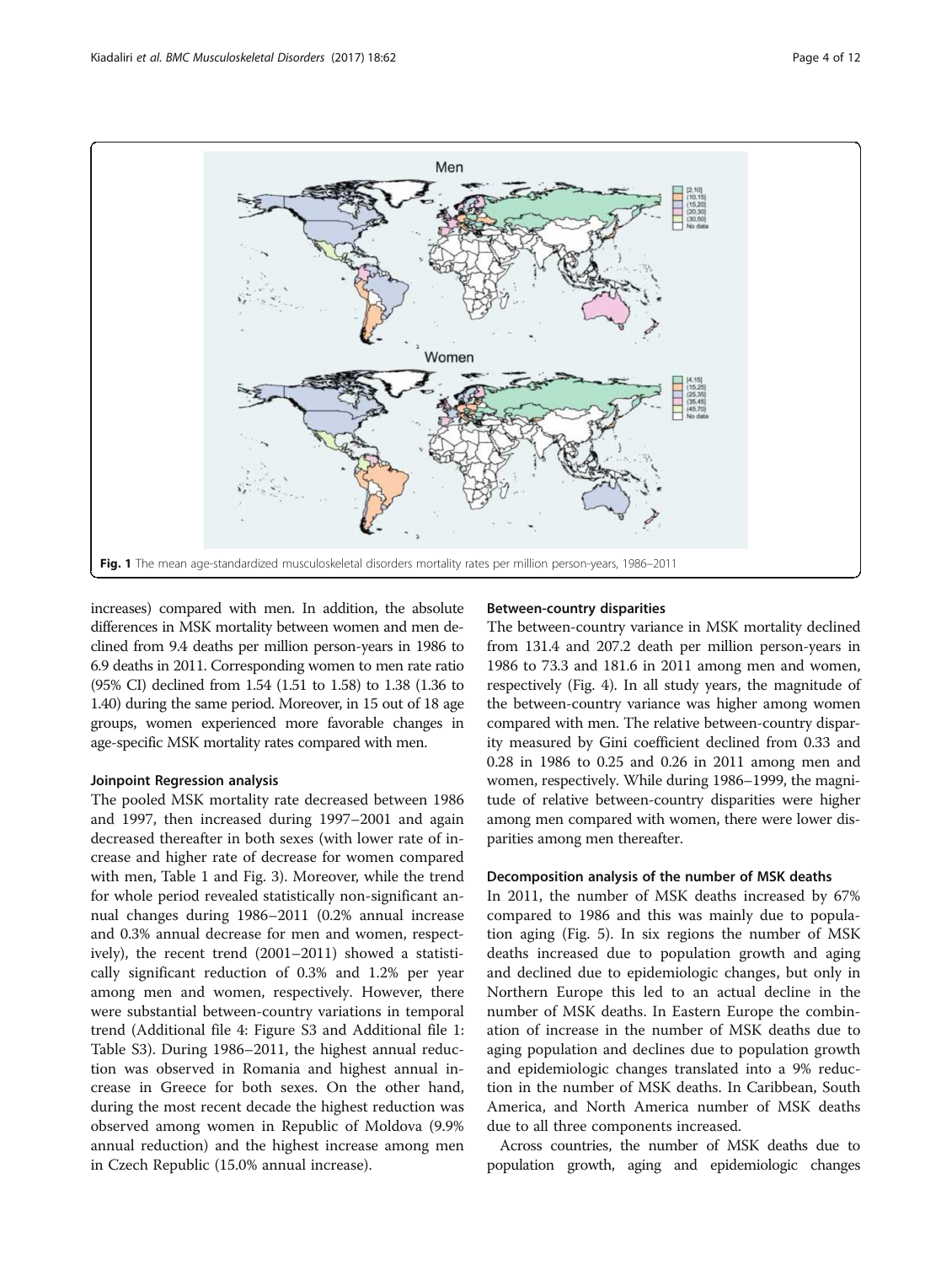Fig. 1 The mean age-standardized musculoskeletal disorders mortality rates per million person-years, 1986–2011

increases) compared with men. In addition, the absolute differences in MSK mortality between women and men declined from 9.4 deaths per million person-years in 1986 to 6.9 deaths in 2011. Corresponding women to men rate ratio (95% CI) declined from 1.54 (1.51 to 1.58) to 1.38 (1.36 to 1.40) during the same period. Moreover, in 15 out of 18 age groups, women experienced more favorable changes in age-specific MSK mortality rates compared with men.

### Joinpoint Regression analysis

The pooled MSK mortality rate decreased between 1986 and 1997, then increased during 1997–2001 and again decreased thereafter in both sexes (with lower rate of increase and higher rate of decrease for women compared with men, Table 1 and Fig. 3). Moreover, while the trend for whole period revealed statistically non-significant annual changes during 1986–2011 (0.2% annual increase and 0.3% annual decrease for men and women, respectively), the recent trend (2001–2011) showed a statistically significant reduction of 0.3% and 1.2% per year among men and women, respectively. However, there were substantial between-country variations in temporal trend (Additional file 4: Figure S3 and Additional file 1: Table S3). During 1986–2011, the highest annual reduction was observed in Romania and highest annual increase in Greece for both sexes. On the other hand, during the most recent decade the highest reduction was observed among women in Republic of Moldova (9.9% annual reduction) and the highest increase among men in Czech Republic (15.0% annual increase).

### Between-country disparities

The between-country variance in MSK mortality declined from 131.4 and 207.2 death per million person-years in 1986 to 73.3 and 181.6 in 2011 among men and women, respectively (Fig. 4). In all study years, the magnitude of the between-country variance was higher among women compared with men. The relative between-country disparity measured by Gini coefficient declined from 0.33 and 0.28 in 1986 to 0.25 and 0.26 in 2011 among men and women, respectively. While during 1986–1999, the magnitude of relative between-country disparities were higher among men compared with women, there were lower disparities among men thereafter.

### Decomposition analysis of the number of MSK deaths

In 2011, the number of MSK deaths increased by 67% compared to 1986 and this was mainly due to population aging (Fig. 5). In six regions the number of MSK deaths increased due to population growth and aging and declined due to epidemiologic changes, but only in Northern Europe this led to an actual decline in the number of MSK deaths. In Eastern Europe the combination of increase in the number of MSK deaths due to aging population and declines due to population growth and epidemiologic changes translated into a 9% reduction in the number of MSK deaths. In Caribbean, South America, and North America number of MSK deaths due to all three components increased.

Across countries, the number of MSK deaths due to population growth, aging and epidemiologic changes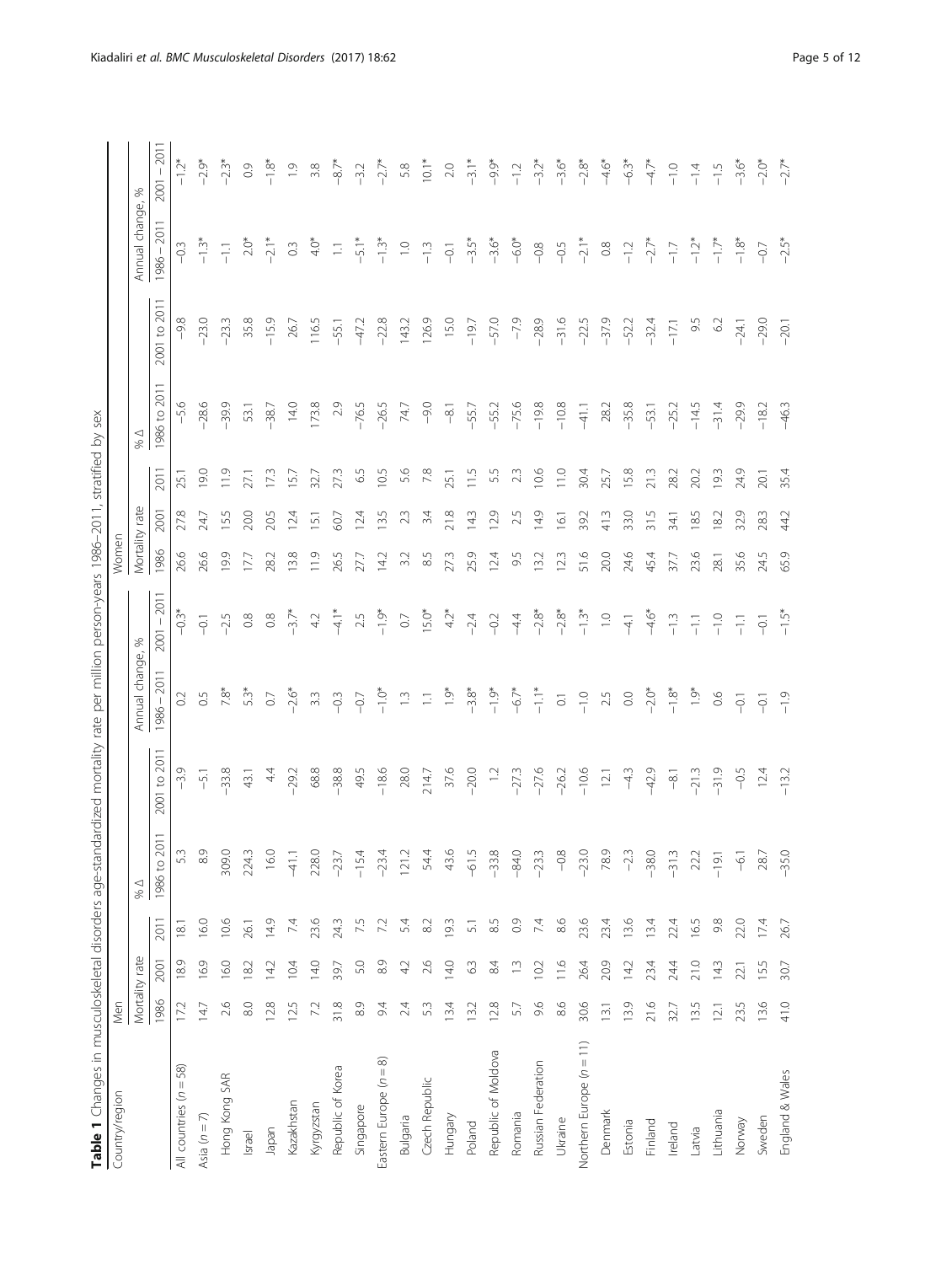**Table 1** Changes in musculoskeletal disorders age-standardized mortality rate per million person-years 1986–2011, stratified by sex

| Country/region | Men | | | | | | | Women | | | | | | |
|---|---|---|---|---|---|---|---|---|---|---|---|---|---|---|
| | Mortality rate | | | % Δ | | Annual change, % | | Mortality rate | | | % Δ | | Annual change, % | |
| | 1986 | 2001 | 2011 | 1986 to 2011 | 2001 to 2011 | 1986 – 2011 | 2001 – 2011 | 1986 | 2001 | 2011 | 1986 to 2011 | 2001 to 2011 | 1986 – 2011 | 2001 – 2011 |
| All countries (n = 58) | 17.2 | 18.9 | 18.1 | 5.3 | −3.9 | 0.2 | −0.3* | 26.6 | 27.8 | 25.1 | −5.6 | −9.8 | −0.3 | −1.2* |
| Asia (n = 7) | 14.7 | 16.9 | 16.0 | 8.9 | −5.1 | 0.5 | −0.1 | 26.6 | 24.7 | 19.0 | −28.6 | −23.0 | −1.3* | −2.9* |
| Hong Kong SAR | 2.6 | 16.0 | 10.6 | 309.0 | −33.8 | 7.8* | −2.5 | 19.9 | 15.5 | 11.9 | −39.9 | −23.3 | −1.1 | −2.3* |
| Israel | 8.0 | 18.2 | 26.1 | 224.3 | 43.1 | 5.3* | 0.8 | 17.7 | 20.0 | 27.1 | 53.1 | 35.8 | 2.0* | 0.9 |
| Japan | 12.8 | 14.2 | 14.9 | 16.0 | 4.4 | 0.7 | 0.8 | 28.2 | 20.5 | 17.3 | −38.7 | −15.9 | −2.1* | −1.8* |
| Kazakhstan | 12.5 | 10.4 | 7.4 | −41.1 | −29.2 | −2.6* | −3.7* | 13.8 | 12.4 | 15.7 | 14.0 | 26.7 | 0.3 | 1.9 |
| Kyrgyzstan | 7.2 | 14.0 | 23.6 | 228.0 | 68.8 | 3.3 | 4.2 | 11.9 | 15.1 | 32.7 | 173.8 | 116.5 | 4.0* | 3.8 |
| Republic of Korea | 31.8 | 39.7 | 24.3 | −23.7 | −38.8 | −0.3 | −4.1* | 26.5 | 60.7 | 27.3 | 2.9 | −55.1 | 1.1 | −8.7* |
| Singapore | 8.9 | 5.0 | 7.5 | −15.4 | 49.5 | −0.7 | 2.5 | 27.7 | 12.4 | 6.5 | −76.5 | −47.2 | −5.1* | −3.2 |
| Eastern Europe (n = 8) | 9.4 | 8.9 | 7.2 | −23.4 | −18.6 | −1.0* | −1.9* | 14.2 | 13.5 | 10.5 | −26.5 | −22.8 | −1.3* | −2.7* |
| Bulgaria | 2.4 | 4.2 | 5.4 | 121.2 | 28.0 | 1.3 | 0.7 | 3.2 | 2.3 | 5.6 | 74.7 | 143.2 | 1.0 | 5.8 |
| Czech Republic | 5.3 | 2.6 | 8.2 | 54.4 | 214.7 | 1.1 | 15.0* | 8.5 | 3.4 | 7.8 | −9.0 | 126.9 | −1.3 | 10.1* |
| Hungary | 13.4 | 14.0 | 19.3 | 43.6 | 37.6 | 1.9* | 4.2* | 27.3 | 21.8 | 25.1 | −8.1 | 15.0 | −0.1 | 2.0 |
| Poland | 13.2 | 6.3 | 5.1 | −61.5 | −20.0 | −3.8* | −2.4 | 25.9 | 14.3 | 11.5 | −55.7 | −19.7 | −3.5* | −3.1* |
| Republic of Moldova | 12.8 | 8.4 | 8.5 | −33.8 | 1.2 | −1.9* | −0.2 | 12.4 | 12.9 | 5.5 | −55.2 | −57.0 | −3.6* | −9.9* |
| Romania | 5.7 | 1.3 | 0.9 | −84.0 | −27.3 | −6.7* | −4.4 | 9.5 | 2.5 | 2.3 | −75.6 | −7.9 | −6.0* | −1.2 |
| Russian Federation | 9.6 | 10.2 | 7.4 | −23.3 | −27.6 | −1.1* | −2.8* | 13.2 | 14.9 | 10.6 | −19.8 | −28.9 | −0.8 | −3.2* |
| Ukraine | 8.6 | 11.6 | 8.6 | −0.8 | −26.2 | 0.1 | −2.8* | 12.3 | 16.1 | 11.0 | −10.8 | −31.6 | −0.5 | −3.6* |
| Northern Europe (n = 11) | 30.6 | 26.4 | 23.6 | −23.0 | −10.6 | −1.0 | −1.3* | 51.6 | 39.2 | 30.4 | −41.1 | −22.5 | −2.1* | −2.8* |
| Denmark | 13.1 | 20.9 | 23.4 | 78.9 | 12.1 | 2.5 | 1.0 | 20.0 | 41.3 | 25.7 | 28.2 | −37.9 | 0.8 | −4.6* |
| Estonia | 13.9 | 14.2 | 13.6 | −2.3 | −4.3 | 0.0 | −4.1 | 24.6 | 33.0 | 15.8 | −35.8 | −52.2 | −1.2 | −6.3* |
| Finland | 21.6 | 23.4 | 13.4 | −38.0 | −42.9 | −2.0* | −4.6* | 45.4 | 31.5 | 21.3 | −53.1 | −32.4 | −2.7* | −4.7* |
| Ireland | 32.7 | 24.4 | 22.4 | −31.3 | −8.1 | −1.8* | −1.3 | 37.7 | 34.1 | 28.2 | −25.2 | −17.1 | −1.7 | −1.0 |
| Latvia | 13.5 | 21.0 | 16.5 | 22.2 | −21.3 | 1.9* | −1.1 | 23.6 | 18.5 | 20.2 | −14.5 | 9.5 | −1.2* | −1.4 |
| Lithuania | 12.1 | 14.3 | 9.8 | −19.1 | −31.9 | 0.6 | −1.0 | 28.1 | 18.2 | 19.3 | −31.4 | 6.2 | −1.7* | −1.5 |
| Norway | 23.5 | 22.1 | 22.0 | −6.1 | −0.5 | −0.1 | −1.1 | 35.6 | 32.9 | 24.9 | −29.9 | −24.1 | −1.8* | −3.6* |
| Sweden | 13.6 | 15.5 | 17.4 | 28.7 | 12.4 | −0.1 | −0.1 | 24.5 | 28.3 | 20.1 | −18.2 | −29.0 | −0.7 | −2.0* |
| England & Wales | 41.0 | 30.7 | 26.7 | −35.0 | −13.2 | −1.9 | −1.5* | 65.9 | 44.2 | 35.4 | −46.3 | −20.1 | −2.5* | −2.7* |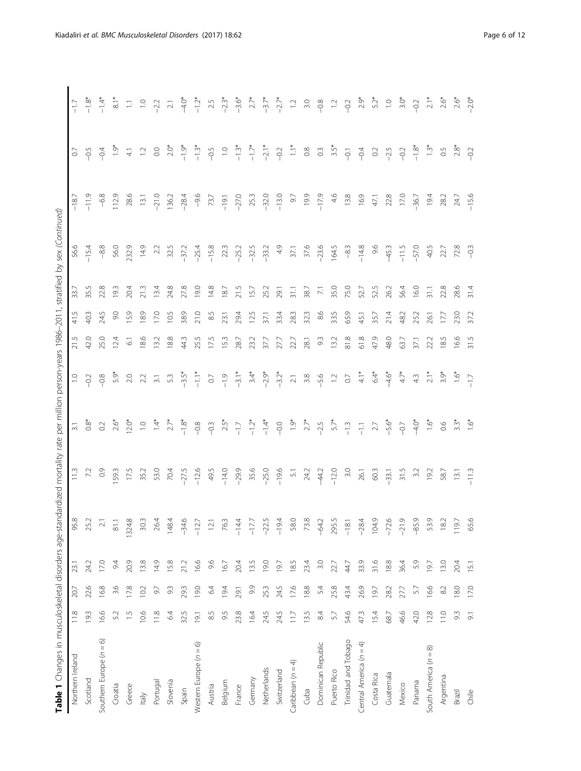**Table 1** Changes in musculoskeletal disorders age-standardized mortality rate per million person-years 1986–2011, stratified by sex *(Continued)*

| | | | | | | | | | | | | | | |
|---|---|---|---|---|---|---|---|---|---|---|---|---|---|---|
| Northern Ireland | 11.8 | 20.7 | 23.1 | 95.8 | 11.3 | 3.1 | 1.0 | 21.5 | 41.5 | 33.7 | 56.6 | −18.7 | 0.7 | −1.7 |
| Scotland | 19.3 | 22.6 | 24.2 | 25.2 | 7.2 | 0.8* | −0.2 | 42.0 | 40.3 | 35.5 | −15.4 | −11.9 | −0.5 | −1.8* |
| Southern Europe (n = 6) | 16.6 | 16.8 | 17.0 | 2.1 | 0.9 | 0.2 | −0.8 | 25.0 | 24.5 | 22.8 | −8.8 | −6.8 | −0.4 | −1.4* |
| Croatia | 5.2 | 3.6 | 9.4 | 81.1 | 159.3 | 2.6* | 5.9* | 12.4 | 9.0 | 19.3 | 56.0 | 112.9 | 1.9* | 8.1* |
| Greece | 1.5 | 17.8 | 20.9 | 1324.8 | 17.5 | 12.0* | 2.0 | 6.1 | 15.9 | 20.4 | 232.9 | 28.6 | 4.1 | 1.1 |
| Italy | 10.6 | 10.2 | 13.8 | 30.3 | 35.2 | 1.0 | 2.2 | 18.6 | 18.9 | 21.3 | 14.9 | 13.1 | 1.2 | 1.0 |
| Portugal | 11.8 | 9.7 | 14.9 | 26.4 | 53.0 | 1.4* | 3.1 | 13.2 | 17.0 | 13.4 | 2.2 | −21.0 | 0.0 | −2.2 |
| Slovenia | 6.4 | 9.3 | 15.8 | 148.4 | 70.4 | 2.7* | 5.3 | 18.8 | 10.5 | 24.8 | 32.5 | 136.2 | 2.0* | 2.1 |
| Spain | 32.5 | 29.3 | 21.2 | −34.6 | −27.5 | −1.8* | −3.5* | 44.3 | 38.9 | 27.8 | −37.2 | −28.4 | −1.9* | −4.0* |
| Western Europe (n = 6) | 19.1 | 19.0 | 16.6 | −12.7 | −12.6 | −0.8 | −1.1* | 25.5 | 21.0 | 19.0 | −25.4 | −9.6 | −1.3* | −1.2* |
| Austria | 8.5 | 6.4 | 9.6 | 12.1 | 49.5 | −0.3 | 0.7 | 17.5 | 8.5 | 14.8 | −15.8 | 73.7 | −0.5 | 2.5 |
| Belgium | 9.5 | 19.4 | 16.7 | 76.3 | −14.0 | 2.5* | −1.9 | 15.3 | 23.1 | 18.7 | 22.3 | −19.1 | 1.0 | −2.3* |
| France | 23.8 | 29.1 | 20.4 | −14.4 | −29.9 | −1.7 | −3.1* | 28.7 | 29.4 | 21.5 | −25.2 | −27.0 | −1.3* | −3.6* |
| Germany | 16.4 | 9.9 | 13.5 | −17.7 | 35.6 | −1.2* | 3.4* | 23.2 | 12.5 | 15.7 | −32.5 | 25.3 | −1.7* | 2.7* |
| Netherlands | 24.5 | 25.3 | 19.0 | −22.5 | −25.0 | −1.4* | −2.9* | 37.7 | 37.1 | 25.2 | −33.2 | −32.0 | −2.1* | −3.7* |
| Switzerland | 24.5 | 24.5 | 19.7 | −19.4 | −19.6 | −0.0 | −3.2* | 27.7 | 33.4 | 29.1 | 4.9 | −13.0 | −0.2 | −2.7* |
| Caribbean (n = 4) | 11.7 | 17.6 | 18.5 | 58.0 | 5.1 | 1.9* | 2.1 | 22.7 | 28.3 | 31.1 | 37.1 | 9.7 | 1.1* | 1.2 |
| Cuba | 13.5 | 18.8 | 23.4 | 73.8 | 24.2 | 2.7* | 3.8 | 28.1 | 32.3 | 38.7 | 37.6 | 19.9 | 0.8 | 3.0 |
| Dominican Republic | 8.4 | 5.4 | 3.0 | −64.2 | −44.2 | −2.5 | −5.6 | 9.3 | 8.6 | 7.1 | −23.6 | −17.9 | 0.3 | −0.8 |
| Puerto Rico | 5.7 | 25.8 | 22.7 | 295.5 | −12.0 | 5.7* | 1.2 | 13.2 | 33.5 | 35.0 | 164.5 | 4.6 | 3.5* | 1.2 |
| Trinidad and Tobago | 54.6 | 43.4 | 44.7 | −18.1 | 3.0 | −1.3 | 0.7 | 81.8 | 65.9 | 75.0 | −8.3 | 13.8 | −0.1 | −0.2 |
| Central America (n = 4) | 47.3 | 26.9 | 33.9 | −28.4 | 26.1 | −1.1 | 4.1* | 61.8 | 45.1 | 52.7 | −14.8 | 16.9 | −0.4 | 2.9* |
| Costa Rica | 15.4 | 19.7 | 31.6 | 104.9 | 60.3 | 2.7 | 6.4* | 47.9 | 35.7 | 52.5 | 9.6 | 47.1 | 0.2 | 5.2* |
| Guatemala | 68.7 | 28.2 | 18.8 | −72.6 | −33.1 | −5.6* | −4.6* | 48.0 | 21.4 | 26.2 | −45.3 | 22.8 | −2.5 | 1.0 |
| Mexico | 46.6 | 27.7 | 36.4 | −21.9 | 31.5 | −0.7 | 4.7* | 63.7 | 48.2 | 56.4 | −11.5 | 17.0 | −0.2 | 3.0* |
| Panama | 42.0 | 5.7 | 5.9 | −85.9 | 3.2 | −4.0* | 4.3 | 37.1 | 25.2 | 16.0 | −57.0 | −36.7 | −1.8* | −0.2 |
| South America (n = 8) | 12.8 | 16.6 | 19.7 | 53.9 | 19.2 | 1.6* | 2.1* | 22.2 | 26.1 | 31.1 | 40.5 | 19.4 | 1.3* | 2.1* |
| Argentina | 11.0 | 8.2 | 13.0 | 18.2 | 58.7 | 0.6 | 3.9* | 18.5 | 17.7 | 22.8 | 22.7 | 28.2 | 0.5 | 2.6* |
| Brazil | 9.3 | 18.0 | 20.4 | 119.7 | 13.1 | 3.3* | 1.6* | 16.6 | 23.0 | 28.6 | 72.8 | 24.7 | 2.8* | 2.6* |
| Chile | 9.1 | 17.0 | 15.1 | 65.6 | −11.3 | 1.6* | −1.7 | 31.5 | 37.2 | 31.4 | −0.3 | −15.6 | −0.2 | −2.0* |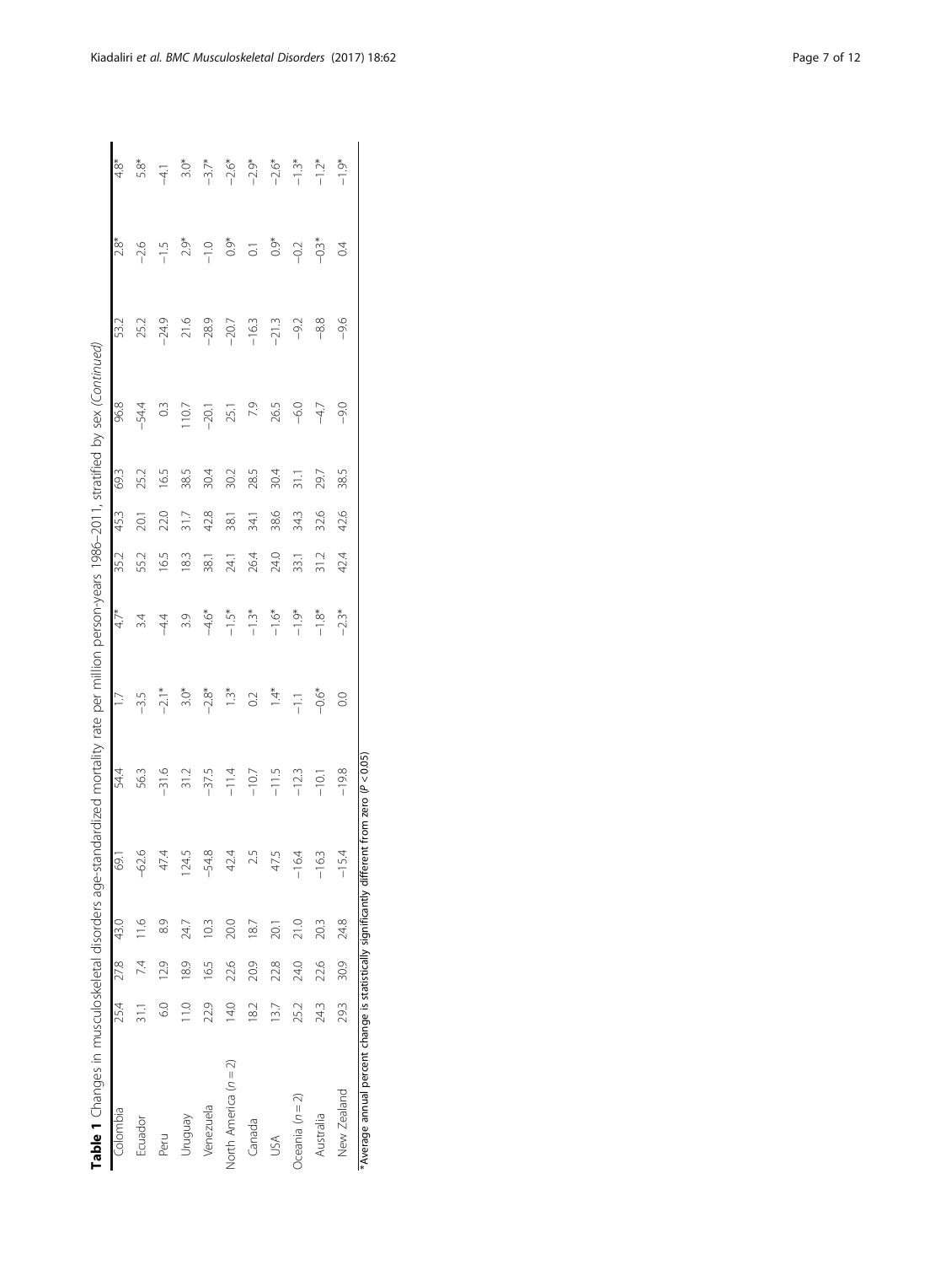**Table 1** Changes in musculoskeletal disorders age-standardized mortality rate per million person-years 1986–2011, stratified by sex *(Continued)*

| | | | | | | | | | | | | | | |
|---|---|---|---|---|---|---|---|---|---|---|---|---|---|---|
| Colombia | 25.4 | 27.8 | 43.0 | 69.1 | 54.4 | 1.7 | 4.7* | 35.2 | 45.3 | 69.3 | 96.8 | 53.2 | 2.8* | 4.8* |
| Ecuador | 31.1 | 7.4 | 11.6 | −62.6 | 56.3 | −3.5 | 3.4 | 55.2 | 20.1 | 25.2 | −54.4 | 25.2 | −2.6 | 5.8* |
| Peru | 6.0 | 12.9 | 8.9 | 47.4 | −31.6 | −2.1* | −4.4 | 16.5 | 22.0 | 16.5 | 0.3 | −24.9 | −1.5 | −4.1 |
| Uruguay | 11.0 | 18.9 | 24.7 | 124.5 | 31.2 | 3.0* | 3.9 | 18.3 | 31.7 | 38.5 | 110.7 | 21.6 | 2.9* | 3.0* |
| Venezuela | 22.9 | 16.5 | 10.3 | −54.8 | −37.5 | −2.8* | −4.6* | 38.1 | 42.8 | 30.4 | −20.1 | −28.9 | −1.0 | −3.7* |
| North America (*n* = 2) | 14.0 | 22.6 | 20.0 | 42.4 | −11.4 | 1.3* | −1.5* | 24.1 | 38.1 | 30.2 | 25.1 | −20.7 | 0.9* | −2.6* |
| Canada | 18.2 | 20.9 | 18.7 | 2.5 | −10.7 | 0.2 | −1.3* | 26.4 | 34.1 | 28.5 | 7.9 | −16.3 | 0.1 | −2.9* |
| USA | 13.7 | 22.8 | 20.1 | 47.5 | −11.5 | 1.4* | −1.6* | 24.0 | 38.6 | 30.4 | 26.5 | −21.3 | 0.9* | −2.6* |
| Oceania (*n* = 2) | 25.2 | 24.0 | 21.0 | −16.4 | −12.3 | −1.1 | −1.9* | 33.1 | 34.3 | 31.1 | −6.0 | −9.2 | −0.2 | −1.3* |
| Australia | 24.3 | 22.6 | 20.3 | −16.3 | −10.1 | −0.6* | −1.8* | 31.2 | 32.6 | 29.7 | −4.7 | −8.8 | −0.3* | −1.2* |
| New Zealand | 29.3 | 30.9 | 24.8 | −15.4 | −19.8 | 0.0 | −2.3* | 42.4 | 42.6 | 38.5 | −9.0 | −9.6 | 0.4 | −1.9* |

*Average annual percent change is statistically significantly different from zero ($P < 0.05$)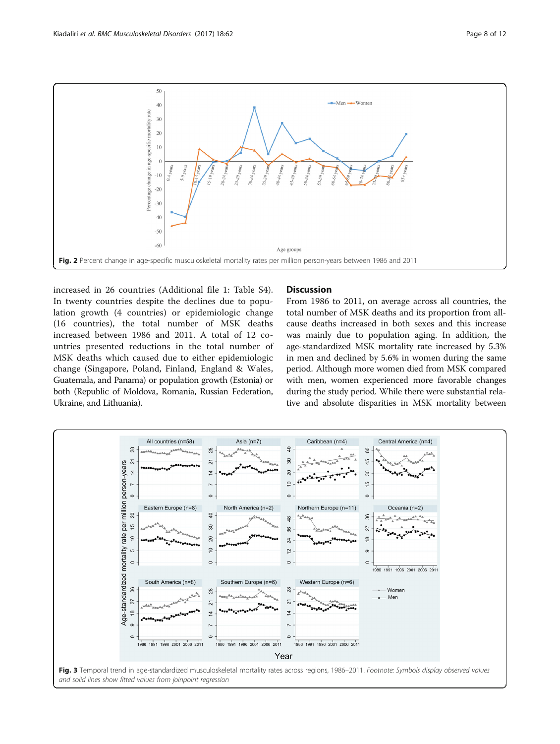Fig. 2 Percent change in age-specific musculoskeletal mortality rates per million person-years between 1986 and 2011

increased in 26 countries (Additional file 1: Table S4). In twenty countries despite the declines due to population growth (4 countries) or epidemiologic change (16 countries), the total number of MSK deaths increased between 1986 and 2011. A total of 12 countries presented reductions in the total number of MSK deaths which caused due to either epidemiologic change (Singapore, Poland, Finland, England & Wales, Guatemala, and Panama) or population growth (Estonia) or both (Republic of Moldova, Romania, Russian Federation, Ukraine, and Lithuania).

## Discussion

From 1986 to 2011, on average across all countries, the total number of MSK deaths and its proportion from all-cause deaths increased in both sexes and this increase was mainly due to population aging. In addition, the age-standardized MSK mortality rate increased by 5.3% in men and declined by 5.6% in women during the same period. Although more women died from MSK compared with men, women experienced more favorable changes during the study period. While there were substantial relative and absolute disparities in MSK mortality between

Fig. 3 Temporal trend in age-standardized musculoskeletal mortality rates across regions, 1986–2011. *Footnote: Symbols display observed values and solid lines show fitted values from joinpoint regression*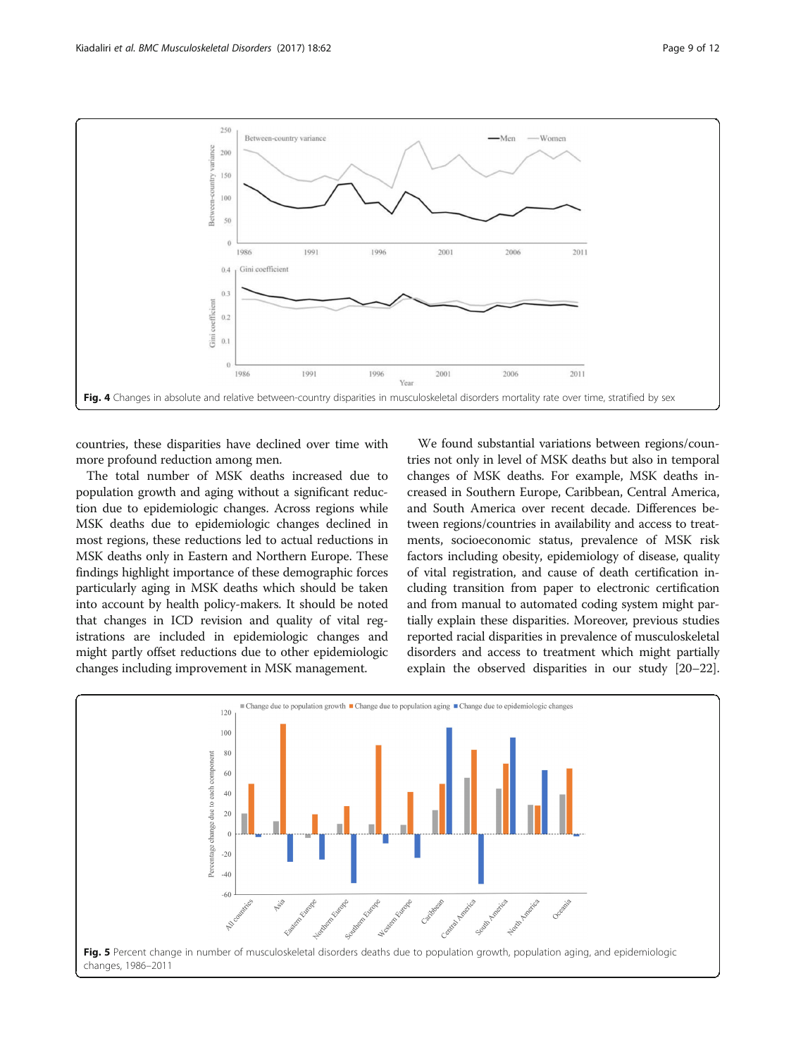Fig. 4 Changes in absolute and relative between-country disparities in musculoskeletal disorders mortality rate over time, stratified by sex

countries, these disparities have declined over time with more profound reduction among men.

The total number of MSK deaths increased due to population growth and aging without a significant reduction due to epidemiologic changes. Across regions while MSK deaths due to epidemiologic changes declined in most regions, these reductions led to actual reductions in MSK deaths only in Eastern and Northern Europe. These findings highlight importance of these demographic forces particularly aging in MSK deaths which should be taken into account by health policy-makers. It should be noted that changes in ICD revision and quality of vital registrations are included in epidemiologic changes and might partly offset reductions due to other epidemiologic changes including improvement in MSK management.

We found substantial variations between regions/countries not only in level of MSK deaths but also in temporal changes of MSK deaths. For example, MSK deaths increased in Southern Europe, Caribbean, Central America, and South America over recent decade. Differences between regions/countries in availability and access to treatments, socioeconomic status, prevalence of MSK risk factors including obesity, epidemiology of disease, quality of vital registration, and cause of death certification including transition from paper to electronic certification and from manual to automated coding system might partially explain these disparities. Moreover, previous studies reported racial disparities in prevalence of musculoskeletal disorders and access to treatment which might partially explain the observed disparities in our study [20–22].

Fig. 5 Percent change in number of musculoskeletal disorders deaths due to population growth, population aging, and epidemiologic changes, 1986–2011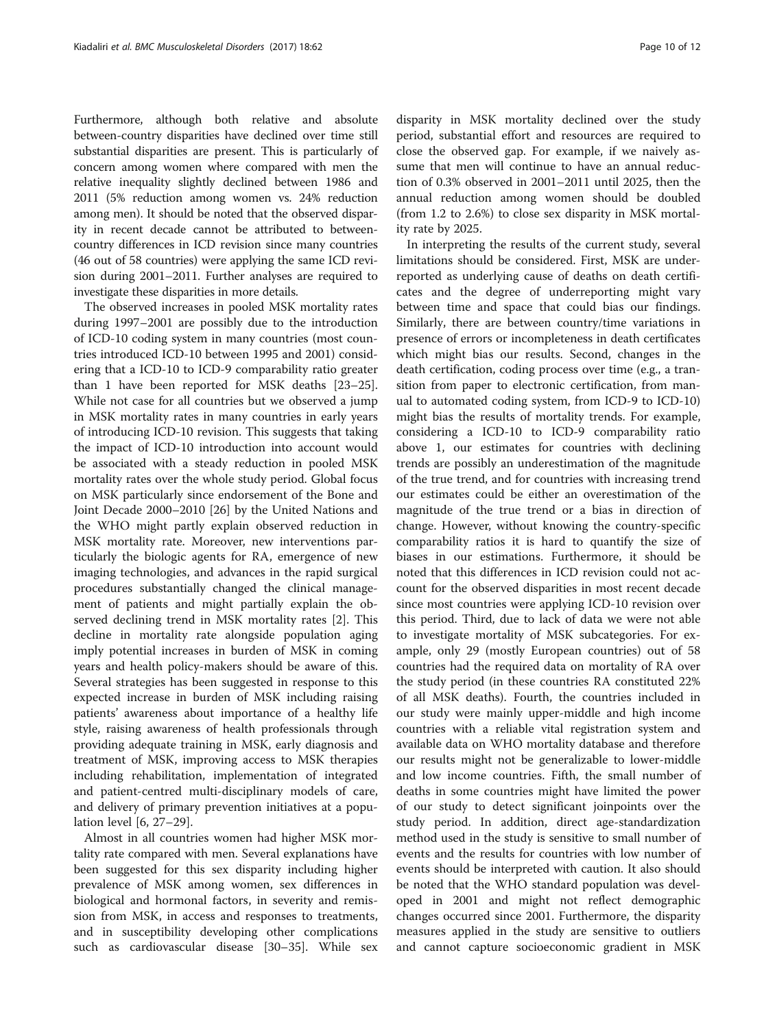Furthermore, although both relative and absolute between-country disparities have declined over time still substantial disparities are present. This is particularly of concern among women where compared with men the relative inequality slightly declined between 1986 and 2011 (5% reduction among women vs. 24% reduction among men). It should be noted that the observed disparity in recent decade cannot be attributed to between-country differences in ICD revision since many countries (46 out of 58 countries) were applying the same ICD revision during 2001–2011. Further analyses are required to investigate these disparities in more details.

The observed increases in pooled MSK mortality rates during 1997–2001 are possibly due to the introduction of ICD-10 coding system in many countries (most countries introduced ICD-10 between 1995 and 2001) considering that a ICD-10 to ICD-9 comparability ratio greater than 1 have been reported for MSK deaths [23–25]. While not case for all countries but we observed a jump in MSK mortality rates in many countries in early years of introducing ICD-10 revision. This suggests that taking the impact of ICD-10 introduction into account would be associated with a steady reduction in pooled MSK mortality rates over the whole study period. Global focus on MSK particularly since endorsement of the Bone and Joint Decade 2000–2010 [26] by the United Nations and the WHO might partly explain observed reduction in MSK mortality rate. Moreover, new interventions particularly the biologic agents for RA, emergence of new imaging technologies, and advances in the rapid surgical procedures substantially changed the clinical management of patients and might partially explain the observed declining trend in MSK mortality rates [2]. This decline in mortality rate alongside population aging imply potential increases in burden of MSK in coming years and health policy-makers should be aware of this. Several strategies has been suggested in response to this expected increase in burden of MSK including raising patients' awareness about importance of a healthy life style, raising awareness of health professionals through providing adequate training in MSK, early diagnosis and treatment of MSK, improving access to MSK therapies including rehabilitation, implementation of integrated and patient-centred multi-disciplinary models of care, and delivery of primary prevention initiatives at a population level [6, 27–29].

Almost in all countries women had higher MSK mortality rate compared with men. Several explanations have been suggested for this sex disparity including higher prevalence of MSK among women, sex differences in biological and hormonal factors, in severity and remission from MSK, in access and responses to treatments, and in susceptibility developing other complications such as cardiovascular disease [30–35]. While sex disparity in MSK mortality declined over the study period, substantial effort and resources are required to close the observed gap. For example, if we naively assume that men will continue to have an annual reduction of 0.3% observed in 2001–2011 until 2025, then the annual reduction among women should be doubled (from 1.2 to 2.6%) to close sex disparity in MSK mortality rate by 2025.

In interpreting the results of the current study, several limitations should be considered. First, MSK are underreported as underlying cause of deaths on death certificates and the degree of underreporting might vary between time and space that could bias our findings. Similarly, there are between country/time variations in presence of errors or incompleteness in death certificates which might bias our results. Second, changes in the death certification, coding process over time (e.g., a transition from paper to electronic certification, from manual to automated coding system, from ICD-9 to ICD-10) might bias the results of mortality trends. For example, considering a ICD-10 to ICD-9 comparability ratio above 1, our estimates for countries with declining trends are possibly an underestimation of the magnitude of the true trend, and for countries with increasing trend our estimates could be either an overestimation of the magnitude of the true trend or a bias in direction of change. However, without knowing the country-specific comparability ratios it is hard to quantify the size of biases in our estimations. Furthermore, it should be noted that this differences in ICD revision could not account for the observed disparities in most recent decade since most countries were applying ICD-10 revision over this period. Third, due to lack of data we were not able to investigate mortality of MSK subcategories. For example, only 29 (mostly European countries) out of 58 countries had the required data on mortality of RA over the study period (in these countries RA constituted 22% of all MSK deaths). Fourth, the countries included in our study were mainly upper-middle and high income countries with a reliable vital registration system and available data on WHO mortality database and therefore our results might not be generalizable to lower-middle and low income countries. Fifth, the small number of deaths in some countries might have limited the power of our study to detect significant joinpoints over the study period. In addition, direct age-standardization method used in the study is sensitive to small number of events and the results for countries with low number of events should be interpreted with caution. It also should be noted that the WHO standard population was developed in 2001 and might not reflect demographic changes occurred since 2001. Furthermore, the disparity measures applied in the study are sensitive to outliers and cannot capture socioeconomic gradient in MSK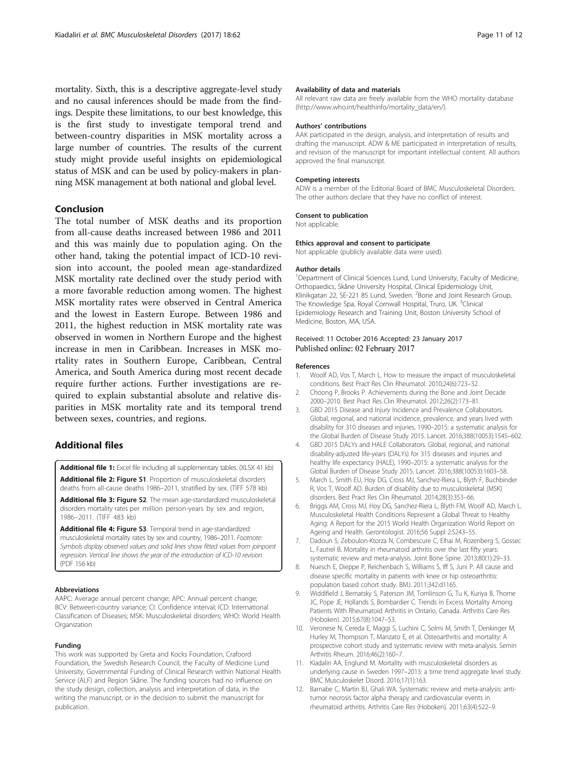mortality. Sixth, this is a descriptive aggregate-level study and no causal inferences should be made from the findings. Despite these limitations, to our best knowledge, this is the first study to investigate temporal trend and between-country disparities in MSK mortality across a large number of countries. The results of the current study might provide useful insights on epidemiological status of MSK and can be used by policy-makers in planning MSK management at both national and global level.

## Conclusion

The total number of MSK deaths and its proportion from all-cause deaths increased between 1986 and 2011 and this was mainly due to population aging. On the other hand, taking the potential impact of ICD-10 revision into account, the pooled mean age-standardized MSK mortality rate declined over the study period with a more favorable reduction among women. The highest MSK mortality rates were observed in Central America and the lowest in Eastern Europe. Between 1986 and 2011, the highest reduction in MSK mortality rate was observed in women in Northern Europe and the highest increase in men in Caribbean. Increases in MSK mortality rates in Southern Europe, Caribbean, Central America, and South America during most recent decade require further actions. Further investigations are required to explain substantial absolute and relative disparities in MSK mortality rate and its temporal trend between sexes, countries, and regions.

## Additional files

**Additional file 1:** Excel file including all supplementary tables. (XLSX 41 kb)

**Additional file 2: Figure S1**. Proportion of musculoskeletal disorders deaths from all-cause deaths 1986–2011, stratified by sex. (TIFF 578 kb)

**Additional file 3: Figure S2**. The mean age-standardized musculoskeletal disorders mortality rates per million person-years by sex and region, 1986–2011. (TIFF 483 kb)

**Additional file 4: Figure S3**. Temporal trend in age-standardized musculoskeletal mortality rates by sex and country, 1986–2011. *Footnote: Symbols display observed values and solid lines show fitted values from joinpoint regression. Vertical line shows the year of the introduction of ICD-10 revision.* (PDF 156 kb)

#### Abbreviations

AAPC: Average annual percent change; APC: Annual percent change; BCV: Between-country variance; CI: Confidence interval; ICD: International Classification of Diseases; MSK: Musculoskeletal disorders; WHO: World Health Organization

#### Funding

This work was supported by Greta and Kocks Foundation, Crafoord Foundation, the Swedish Research Council, the Faculty of Medicine Lund University, Governmental Funding of Clinical Research within National Health Service (ALF) and Region Skåne. The funding sources had no influence on the study design, collection, analysis and interpretation of data, in the writing the manuscript, or in the decision to submit the manuscript for publication.

#### Availability of data and materials

All relevant raw data are freely available from the WHO mortality database (http://www.who.int/healthinfo/mortality_data/en/).

#### Authors' contributions

AAK participated in the design, analysis, and interpretation of results and drafting the manuscript. ADW & ME participated in interpretation of results, and revision of the manuscript for important intellectual content. All authors approved the final manuscript.

#### Competing interests

ADW is a member of the Editorial Board of BMC Musculoskeletal Disorders. The other authors declare that they have no conflict of interest.

#### Consent to publication

Not applicable.

#### Ethics approval and consent to participate

Not applicable (publicly available data were used).

#### Author details

[1]Department of Clinical Sciences Lund, Lund University, Faculty of Medicine, Orthopaedics, Skåne University Hospital, Clinical Epidemiology Unit, Klinikgatan 22, SE-221 85 Lund, Sweden. [2]Bone and Joint Research Group, The Knowledge Spa, Royal Cornwall Hospital, Truro, UK. [3]Clinical Epidemiology Research and Training Unit, Boston University School of Medicine, Boston, MA, USA.

Received: 11 October 2016 Accepted: 23 January 2017
Published online: 02 February 2017

#### References

1. Woolf AD, Vos T, March L. How to measure the impact of musculoskeletal conditions. Best Pract Res Clin Rheumatol. 2010;24(6):723–32.
2. Choong P, Brooks P. Achievements during the Bone and Joint Decade 2000–2010. Best Pract Res Clin Rheumatol. 2012;26(2):173–81.
3. GBD 2015 Disease and Injury Incidence and Prevalence Collaborators. Global, regional, and national incidence, prevalence, and years lived with disability for 310 diseases and injuries, 1990–2015: a systematic analysis for the Global Burden of Disease Study 2015. Lancet. 2016;388(10053):1545–602.
4. GBD 2015 DALYs and HALE Collaborators. Global, regional, and national disability-adjusted life-years (DALYs) for 315 diseases and injuries and healthy life expectancy (HALE), 1990–2015: a systematic analysis for the Global Burden of Disease Study 2015. Lancet. 2016;388(10053):1603–58.
5. March L, Smith EU, Hoy DG, Cross MJ, Sanchez-Riera L, Blyth F, Buchbinder R, Vos T, Woolf AD. Burden of disability due to musculoskeletal (MSK) disorders. Best Pract Res Clin Rheumatol. 2014;28(3):353–66.
6. Briggs AM, Cross MJ, Hoy DG, Sanchez-Riera L, Blyth FM, Woolf AD, March L. Musculoskeletal Health Conditions Represent a Global Threat to Healthy Aging: A Report for the 2015 World Health Organization World Report on Ageing and Health. Gerontologist. 2016;56 Suppl 2:S243–55.
7. Dadoun S, Zeboulon-Ktorza N, Combescure C, Elhai M, Rozenberg S, Gossec L, Fautrel B. Mortality in rheumatoid arthritis over the last fifty years: systematic review and meta-analysis. Joint Bone Spine. 2013;80(1):29–33.
8. Nuesch E, Dieppe P, Reichenbach S, Williams S, Iff S, Juni P. All cause and disease specific mortality in patients with knee or hip osteoarthritis: population based cohort study. BMJ. 2011;342:d1165.
9. Widdifield J, Bernatsky S, Paterson JM, Tomlinson G, Tu K, Kuriya B, Thorne JC, Pope JE, Hollands S, Bombardier C. Trends in Excess Mortality Among Patients With Rheumatoid Arthritis in Ontario, Canada. Arthritis Care Res (Hoboken). 2015;67(8):1047–53.
10. Veronese N, Cereda E, Maggi S, Luchini C, Solmi M, Smith T, Denkinger M, Hurley M, Thompson T, Manzato E, et al. Osteoarthritis and mortality: A prospective cohort study and systematic review with meta-analysis. Semin Arthritis Rheum. 2016;46(2):160–7.
11. Kiadaliri AA, Englund M. Mortality with musculoskeletal disorders as underlying cause in Sweden 1997–2013: a time trend aggregate level study. BMC Musculoskelet Disord. 2016;17(1):163.
12. Barnabe C, Martin BJ, Ghali WA. Systematic review and meta-analysis: anti-tumor necrosis factor alpha therapy and cardiovascular events in rheumatoid arthritis. Arthritis Care Res (Hoboken). 2011;63(4):522–9.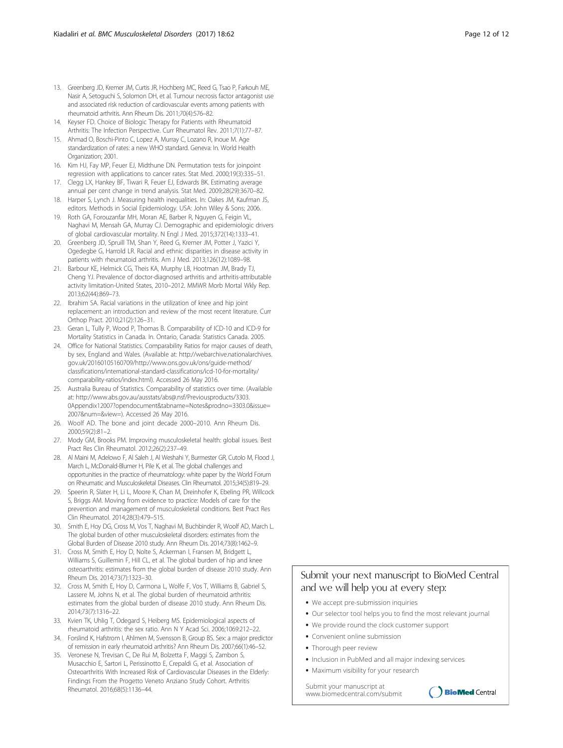13. Greenberg JD, Kremer JM, Curtis JR, Hochberg MC, Reed G, Tsao P, Farkouh ME, Nasir A, Setoguchi S, Solomon DH, et al. Tumour necrosis factor antagonist use and associated risk reduction of cardiovascular events among patients with rheumatoid arthritis. Ann Rheum Dis. 2011;70(4):576–82.
14. Keyser FD. Choice of Biologic Therapy for Patients with Rheumatoid Arthritis: The Infection Perspective. Curr Rheumatol Rev. 2011;7(1):77–87.
15. Ahmad O, Boschi-Pinto C, Lopez A, Murray C, Lozano R, Inoue M. Age standardization of rates: a new WHO standard. Geneva: In. World Health Organization; 2001.
16. Kim HJ, Fay MP, Feuer EJ, Midthune DN. Permutation tests for joinpoint regression with applications to cancer rates. Stat Med. 2000;19(3):335–51.
17. Clegg LX, Hankey BF, Tiwari R, Feuer EJ, Edwards BK. Estimating average annual per cent change in trend analysis. Stat Med. 2009;28(29):3670–82.
18. Harper S, Lynch J. Measuring health inequalities. In: Oakes JM, Kaufman JS, editors. Methods in Social Epidemiology. USA: John Wiley & Sons; 2006.
19. Roth GA, Forouzanfar MH, Moran AE, Barber R, Nguyen G, Feigin VL, Naghavi M, Mensah GA, Murray CJ. Demographic and epidemiologic drivers of global cardiovascular mortality. N Engl J Med. 2015;372(14):1333–41.
20. Greenberg JD, Spruill TM, Shan Y, Reed G, Kremer JM, Potter J, Yazici Y, Ogedegbe G, Harrold LR. Racial and ethnic disparities in disease activity in patients with rheumatoid arthritis. Am J Med. 2013;126(12):1089–98.
21. Barbour KE, Helmick CG, Theis KA, Murphy LB, Hootman JM, Brady TJ, Cheng YJ. Prevalence of doctor-diagnosed arthritis and arthritis-attributable activity limitation-United States, 2010–2012. MMWR Morb Mortal Wkly Rep. 2013;62(44):869–73.
22. Ibrahim SA. Racial variations in the utilization of knee and hip joint replacement: an introduction and review of the most recent literature. Curr Orthop Pract. 2010;21(2):126–31.
23. Geran L, Tully P, Wood P, Thomas B. Comparability of ICD-10 and ICD-9 for Mortality Statistics in Canada. In. Ontario, Canada: Statistics Canada. 2005.
24. Office for National Statistics. Comparability Ratios for major causes of death, by sex, England and Wales. (Available at: http://webarchive.nationalarchives.gov.uk/20160105160709/http://www.ons.gov.uk/ons/guide-method/classifications/international-standard-classifications/icd-10-for-mortality/comparability-ratios/index.html). Accessed 26 May 2016.
25. Australia Bureau of Statistics. Comparability of statistics over time. (Available at: http://www.abs.gov.au/ausstats/abs@.nsf/Previousproducts/3303.0Appendix12007?opendocument&tabname=Notes&prodno=3303.0&issue=2007&num=&view=). Accessed 26 May 2016.
26. Woolf AD. The bone and joint decade 2000–2010. Ann Rheum Dis. 2000;59(2):81–2.
27. Mody GM, Brooks PM. Improving musculoskeletal health: global issues. Best Pract Res Clin Rheumatol. 2012;26(2):237–49.
28. Al Maini M, Adelowo F, Al Saleh J, Al Weshahi Y, Burmester GR, Cutolo M, Flood J, March L, McDonald-Blumer H, Pile K, et al. The global challenges and opportunities in the practice of rheumatology: white paper by the World Forum on Rheumatic and Musculoskeletal Diseases. Clin Rheumatol. 2015;34(5):819–29.
29. Speerin R, Slater H, Li L, Moore K, Chan M, Dreinhofer K, Ebeling PR, Willcock S, Briggs AM. Moving from evidence to practice: Models of care for the prevention and management of musculoskeletal conditions. Best Pract Res Clin Rheumatol. 2014;28(3):479–515.
30. Smith E, Hoy DG, Cross M, Vos T, Naghavi M, Buchbinder R, Woolf AD, March L. The global burden of other musculoskeletal disorders: estimates from the Global Burden of Disease 2010 study. Ann Rheum Dis. 2014;73(8):1462–9.
31. Cross M, Smith E, Hoy D, Nolte S, Ackerman I, Fransen M, Bridgett L, Williams S, Guillemin F, Hill CL, et al. The global burden of hip and knee osteoarthritis: estimates from the global burden of disease 2010 study. Ann Rheum Dis. 2014;73(7):1323–30.
32. Cross M, Smith E, Hoy D, Carmona L, Wolfe F, Vos T, Williams B, Gabriel S, Lassere M, Johns N, et al. The global burden of rheumatoid arthritis: estimates from the global burden of disease 2010 study. Ann Rheum Dis. 2014;73(7):1316–22.
33. Kvien TK, Uhlig T, Odegard S, Heiberg MS. Epidemiological aspects of rheumatoid arthritis: the sex ratio. Ann N Y Acad Sci. 2006;1069:212–22.
34. Forslind K, Hafstrom I, Ahlmen M, Svensson B, Group BS. Sex: a major predictor of remission in early rheumatoid arthritis? Ann Rheum Dis. 2007;66(1):46–52.
35. Veronese N, Trevisan C, De Rui M, Bolzetta F, Maggi S, Zambon S, Musacchio E, Sartori L, Perissinotto E, Crepaldi G, et al. Association of Osteoarthritis With Increased Risk of Cardiovascular Diseases in the Elderly: Findings From the Progetto Veneto Anziano Study Cohort. Arthritis Rheumatol. 2016;68(5):1136–44.

Submit your next manuscript to BioMed Central and we will help you at every step:

- We accept pre-submission inquiries
- Our selector tool helps you to find the most relevant journal
- We provide round the clock customer support
- Convenient online submission
- Thorough peer review
- Inclusion in PubMed and all major indexing services
- Maximum visibility for your research

Submit your manuscript at www.biomedcentral.com/submit

BioMed Central